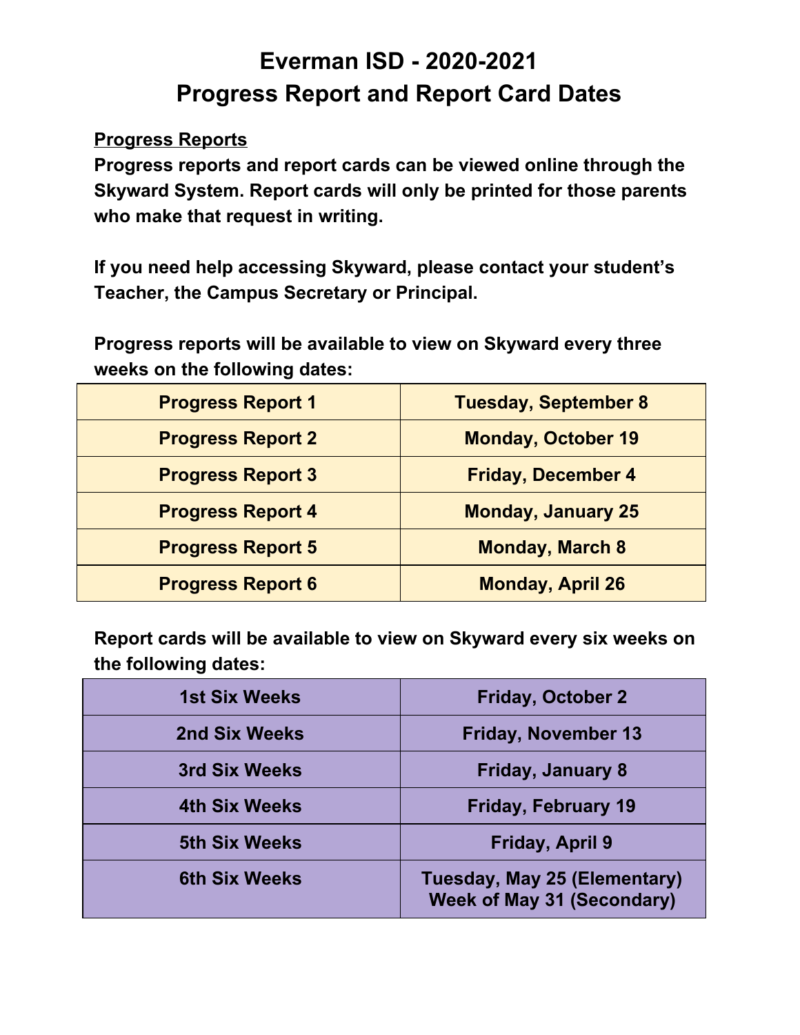# Everman ISD - 2020-2021
# Progress Report and Report Card Dates

**Progress Reports**

**Progress reports and report cards can be viewed online through the Skyward System. Report cards will only be printed for those parents who make that request in writing.**

**If you need help accessing Skyward, please contact your student's Teacher, the Campus Secretary or Principal.**

**Progress reports will be available to view on Skyward every three weeks on the following dates:**

| Progress Report | Date |
| --- | --- |
| Progress Report 1 | Tuesday, September 8 |
| Progress Report 2 | Monday, October 19 |
| Progress Report 3 | Friday, December 4 |
| Progress Report 4 | Monday, January 25 |
| Progress Report 5 | Monday, March 8 |
| Progress Report 6 | Monday, April 26 |

**Report cards will be available to view on Skyward every six weeks on the following dates:**

| Six Weeks | Date |
| --- | --- |
| 1st Six Weeks | Friday, October 2 |
| 2nd Six Weeks | Friday, November 13 |
| 3rd Six Weeks | Friday, January 8 |
| 4th Six Weeks | Friday, February 19 |
| 5th Six Weeks | Friday, April 9 |
| 6th Six Weeks | Tuesday, May 25 (Elementary)<br>Week of May 31 (Secondary) |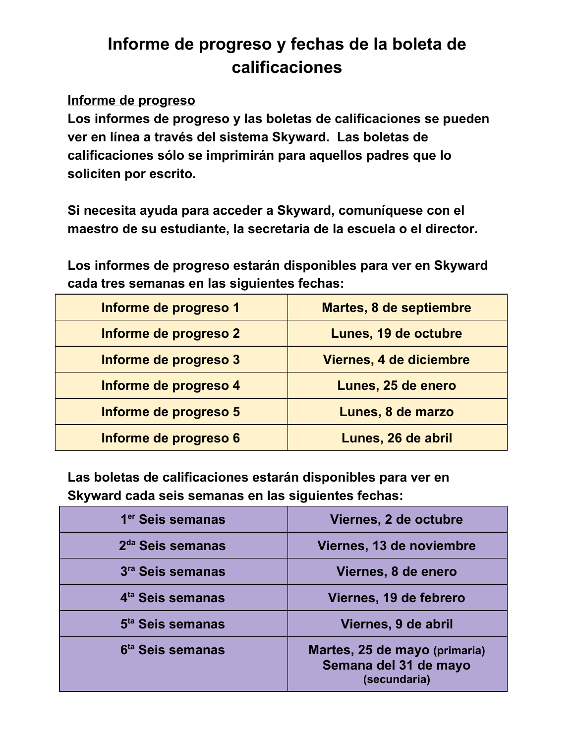# Informe de progreso y fechas de la boleta de calificaciones

**Informe de progreso**

**Los informes de progreso y las boletas de calificaciones se pueden ver en línea a través del sistema Skyward. Las boletas de calificaciones sólo se imprimirán para aquellos padres que lo soliciten por escrito.**

**Si necesita ayuda para acceder a Skyward, comuníquese con el maestro de su estudiante, la secretaria de la escuela o el director.**

**Los informes de progreso estarán disponibles para ver en Skyward cada tres semanas en las siguientes fechas:**

| | |
|---|---|
| **Informe de progreso 1** | **Martes, 8 de septiembre** |
| **Informe de progreso 2** | **Lunes, 19 de octubre** |
| **Informe de progreso 3** | **Viernes, 4 de diciembre** |
| **Informe de progreso 4** | **Lunes, 25 de enero** |
| **Informe de progreso 5** | **Lunes, 8 de marzo** |
| **Informe de progreso 6** | **Lunes, 26 de abril** |

**Las boletas de calificaciones estarán disponibles para ver en Skyward cada seis semanas en las siguientes fechas:**

| | |
|---|---|
| **1er Seis semanas** | **Viernes, 2 de octubre** |
| **2da Seis semanas** | **Viernes, 13 de noviembre** |
| **3ra Seis semanas** | **Viernes, 8 de enero** |
| **4ta Seis semanas** | **Viernes, 19 de febrero** |
| **5ta Seis semanas** | **Viernes, 9 de abril** |
| **6ta Seis semanas** | **Martes, 25 de mayo** (primaria) **Semana del 31 de mayo** (secundaria) |